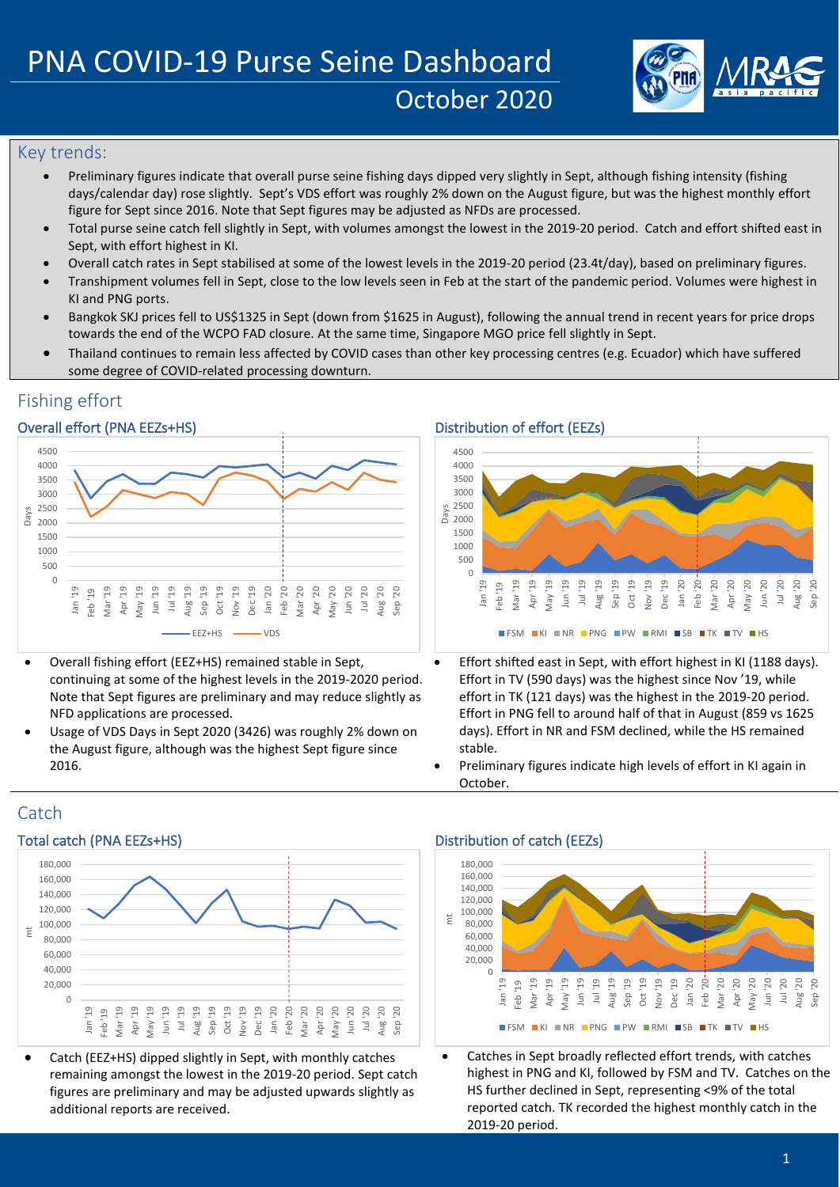# PNA COVID-19 Purse Seine Dashboard

## October 2020

## Key trends:

- Preliminary figures indicate that overall purse seine fishing days dipped very slightly in Sept, although fishing intensity (fishing days/calendar day) rose slightly. Sept's VDS effort was roughly 2% down on the August figure, but was the highest monthly effort figure for Sept since 2016. Note that Sept figures may be adjusted as NFDs are processed.
- Total purse seine catch fell slightly in Sept, with volumes amongst the lowest in the 2019-20 period. Catch and effort shifted east in Sept, with effort highest in KI.
- Overall catch rates in Sept stabilised at some of the lowest levels in the 2019-20 period (23.4t/day), based on preliminary figures.
- Transhipment volumes fell in Sept, close to the low levels seen in Feb at the start of the pandemic period. Volumes were highest in KI and PNG ports.
- Bangkok SKJ prices fell to US$1325 in Sept (down from $1625 in August), following the annual trend in recent years for price drops towards the end of the WCPO FAD closure. At the same time, Singapore MGO price fell slightly in Sept.
- Thailand continues to remain less affected by COVID cases than other key processing centres (e.g. Ecuador) which have suffered some degree of COVID-related processing downturn.

## Fishing effort

### Overall effort (PNA EEZs+HS)

- Overall fishing effort (EEZ+HS) remained stable in Sept, continuing at some of the highest levels in the 2019-2020 period. Note that Sept figures are preliminary and may reduce slightly as NFD applications are processed.
- Usage of VDS Days in Sept 2020 (3426) was roughly 2% down on the August figure, although was the highest Sept figure since 2016.

### Distribution of effort (EEZs)

- Effort shifted east in Sept, with effort highest in KI (1188 days). Effort in TV (590 days) was the highest since Nov '19, while effort in TK (121 days) was the highest in the 2019-20 period. Effort in PNG fell to around half of that in August (859 vs 1625 days). Effort in NR and FSM declined, while the HS remained stable.
- Preliminary figures indicate high levels of effort in KI again in October.

## Catch

### Total catch (PNA EEZs+HS)

- Catch (EEZ+HS) dipped slightly in Sept, with monthly catches remaining amongst the lowest in the 2019-20 period. Sept catch figures are preliminary and may be adjusted upwards slightly as additional reports are received.

### Distribution of catch (EEZs)

- Catches in Sept broadly reflected effort trends, with catches highest in PNG and KI, followed by FSM and TV. Catches on the HS further declined in Sept, representing <9% of the total reported catch. TK recorded the highest monthly catch in the 2019-20 period.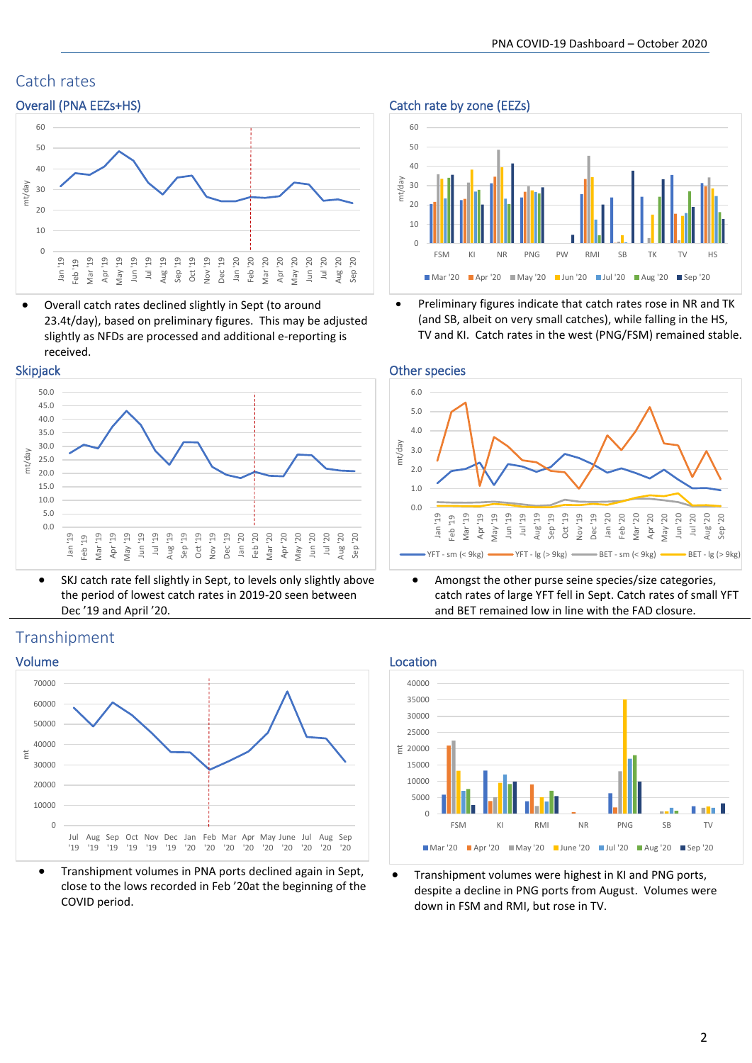## Catch rates

### Overall (PNA EEZs+HS)

- Overall catch rates declined slightly in Sept (to around 23.4t/day), based on preliminary figures. This may be adjusted slightly as NFDs are processed and additional e-reporting is received.

### Catch rate by zone (EEZs)

- Preliminary figures indicate that catch rates rose in NR and TK (and SB, albeit on very small catches), while falling in the HS, TV and KI. Catch rates in the west (PNG/FSM) remained stable.

### Skipjack

- SKJ catch rate fell slightly in Sept, to levels only slightly above the period of lowest catch rates in 2019-20 seen between Dec '19 and April '20.

### Other species

- Amongst the other purse seine species/size categories, catch rates of large YFT fell in Sept. Catch rates of small YFT and BET remained low in line with the FAD closure.

## Transhipment

### Volume

- Transhipment volumes in PNA ports declined again in Sept, close to the lows recorded in Feb '20at the beginning of the COVID period.

### Location

- Transhipment volumes were highest in KI and PNG ports, despite a decline in PNG ports from August. Volumes were down in FSM and RMI, but rose in TV.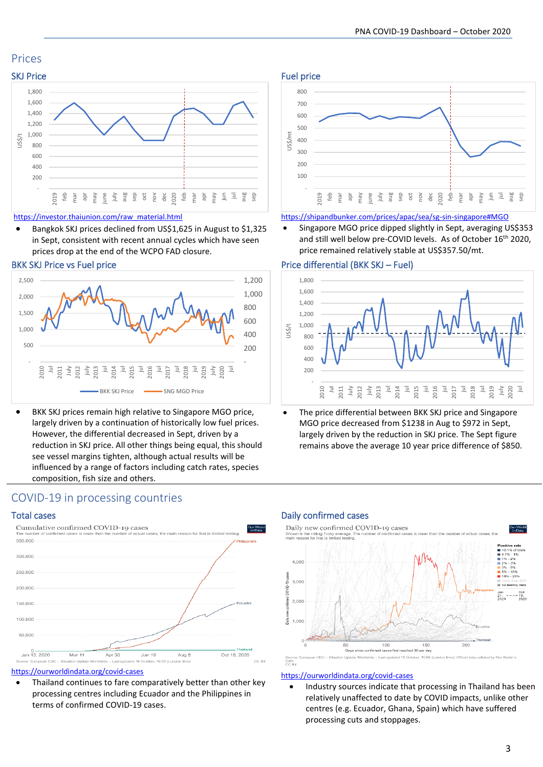# Prices

## SKJ Price

https://investor.thaiunion.com/raw_material.html

- Bangkok SKJ prices declined from US$1,625 in August to $1,325 in Sept, consistent with recent annual cycles which have seen prices drop at the end of the WCPO FAD closure.

## Fuel price

https://shipandbunker.com/prices/apac/sea/sg-sin-singapore#MGO

- Singapore MGO price dipped slightly in Sept, averaging US$353 and still well below pre-COVID levels. As of October 16th 2020, price remained relatively stable at US$357.50/mt.

## BKK SKJ Price vs Fuel price

- BKK SKJ prices remain high relative to Singapore MGO price, largely driven by a continuation of historically low fuel prices. However, the differential decreased in Sept, driven by a reduction in SKJ price. All other things being equal, this should see vessel margins tighten, although actual results will be influenced by a range of factors including catch rates, species composition, fish size and others.

## Price differential (BKK SKJ – Fuel)

- The price differential between BKK SKJ price and Singapore MGO price decreased from $1238 in Aug to $972 in Sept, largely driven by the reduction in SKJ price. The Sept figure remains above the average 10 year price difference of $850.

# COVID-19 in processing countries

## Total cases

https://ourworldindata.org/covid-cases

- Thailand continues to fare comparatively better than other key processing centres including Ecuador and the Philippines in terms of confirmed COVID-19 cases.

## Daily confirmed cases

https://ourworldindata.org/covid-cases

- Industry sources indicate that processing in Thailand has been relatively unaffected to date by COVID impacts, unlike other centres (e.g. Ecuador, Ghana, Spain) which have suffered processing cuts and stoppages.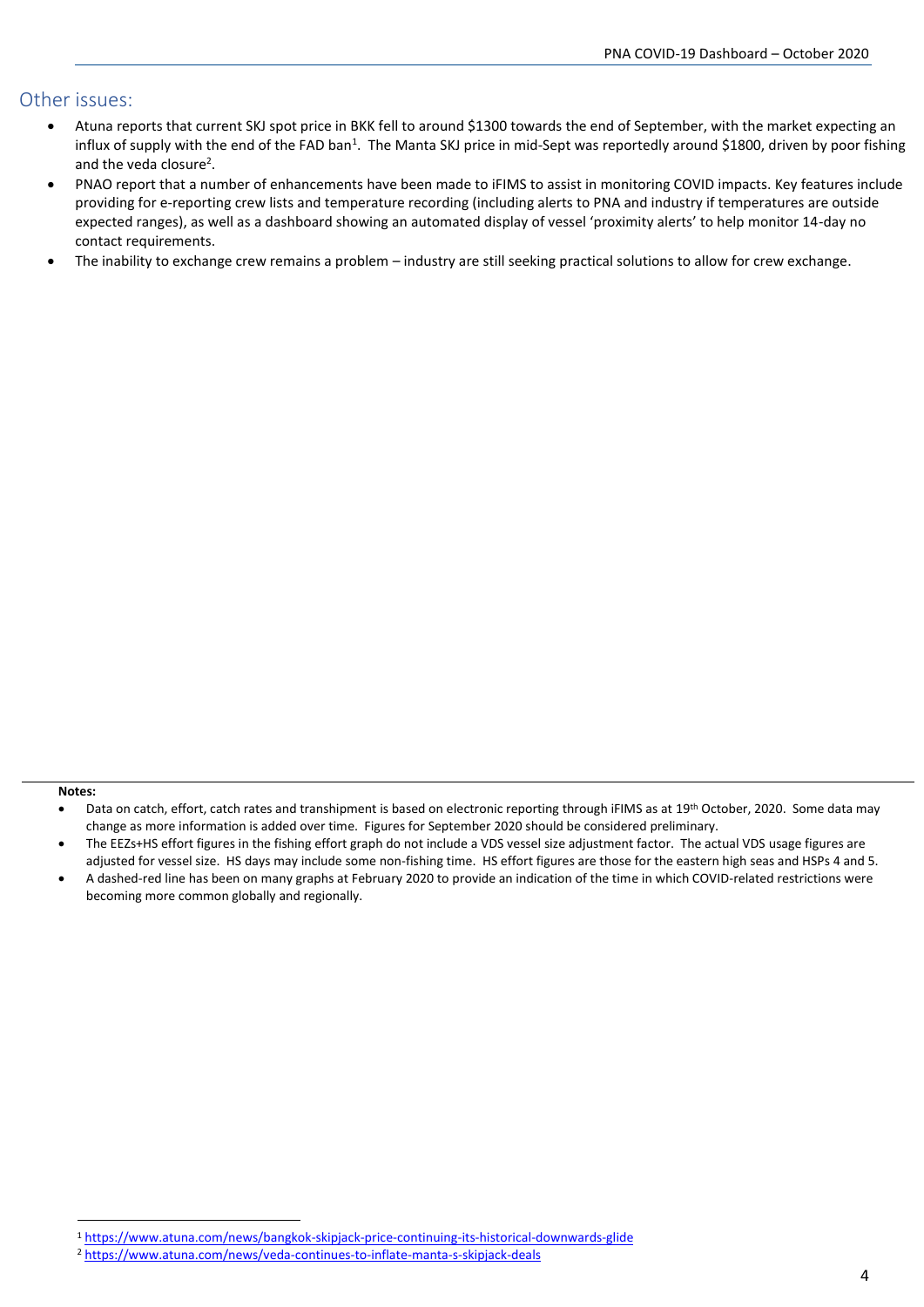## Other issues:

- Atuna reports that current SKJ spot price in BKK fell to around $1300 towards the end of September, with the market expecting an influx of supply with the end of the FAD ban[1]. The Manta SKJ price in mid-Sept was reportedly around $1800, driven by poor fishing and the veda closure[2].
- PNAO report that a number of enhancements have been made to iFIMS to assist in monitoring COVID impacts. Key features include providing for e-reporting crew lists and temperature recording (including alerts to PNA and industry if temperatures are outside expected ranges), as well as a dashboard showing an automated display of vessel 'proximity alerts' to help monitor 14-day no contact requirements.
- The inability to exchange crew remains a problem – industry are still seeking practical solutions to allow for crew exchange.

**Notes:**

- Data on catch, effort, catch rates and transhipment is based on electronic reporting through iFIMS as at 19th October, 2020. Some data may change as more information is added over time. Figures for September 2020 should be considered preliminary.
- The EEZs+HS effort figures in the fishing effort graph do not include a VDS vessel size adjustment factor. The actual VDS usage figures are adjusted for vessel size. HS days may include some non-fishing time. HS effort figures are those for the eastern high seas and HSPs 4 and 5.
- A dashed-red line has been on many graphs at February 2020 to provide an indication of the time in which COVID-related restrictions were becoming more common globally and regionally.

[1] https://www.atuna.com/news/bangkok-skipjack-price-continuing-its-historical-downwards-glide

[2] https://www.atuna.com/news/veda-continues-to-inflate-manta-s-skipjack-deals